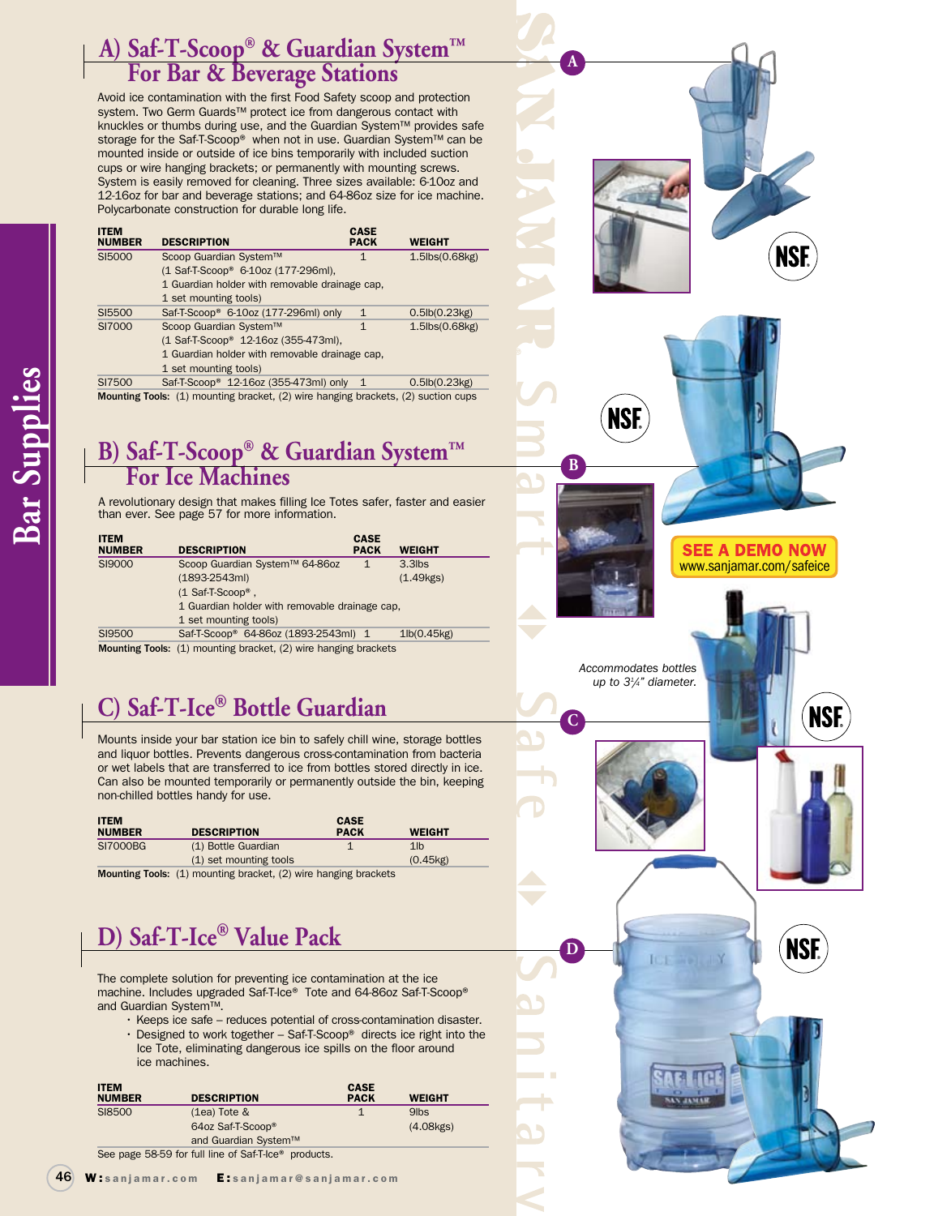# Bar Supplies

## A) Saf-T-Scoop® & Guardian System™ For Bar & Beverage Stations

Avoid ice contamination with the first Food Safety scoop and protection system. Two Germ Guards™ protect ice from dangerous contact with knuckles or thumbs during use, and the Guardian System™ provides safe storage for the Saf-T-Scoop® when not in use. Guardian System™ can be mounted inside or outside of ice bins temporarily with included suction cups or wire hanging brackets; or permanently with mounting screws. System is easily removed for cleaning. Three sizes available: 6-10oz and 12-16oz for bar and beverage stations; and 64-86oz size for ice machine. Polycarbonate construction for durable long life.

| ITEM NUMBER | DESCRIPTION | CASE PACK | WEIGHT |
|---|---|---|---|
| SI5000 | Scoop Guardian System™ (1 Saf-T-Scoop® 6-10oz (177-296ml), 1 Guardian holder with removable drainage cap, 1 set mounting tools) | 1 | 1.5lbs(0.68kg) |
| SI5500 | Saf-T-Scoop® 6-10oz (177-296ml) only | 1 | 0.5lb(0.23kg) |
| SI7000 | Scoop Guardian System™ (1 Saf-T-Scoop® 12-16oz (355-473ml), 1 Guardian holder with removable drainage cap, 1 set mounting tools) | 1 | 1.5lbs(0.68kg) |
| SI7500 | Saf-T-Scoop® 12-16oz (355-473ml) only | 1 | 0.5lb(0.23kg) |

**Mounting Tools:** (1) mounting bracket, (2) wire hanging brackets, (2) suction cups

## B) Saf-T-Scoop® & Guardian System™ For Ice Machines

A revolutionary design that makes filling Ice Totes safer, faster and easier than ever. See page 57 for more information.

| ITEM NUMBER | DESCRIPTION | CASE PACK | WEIGHT |
|---|---|---|---|
| SI9000 | Scoop Guardian System™ 64-86oz (1893-2543ml) (1 Saf-T-Scoop®, 1 Guardian holder with removable drainage cap, 1 set mounting tools) | 1 | 3.3lbs (1.49kgs) |
| SI9500 | Saf-T-Scoop® 64-86oz (1893-2543ml) | 1 | 1lb(0.45kg) |

**Mounting Tools:** (1) mounting bracket, (2) wire hanging brackets

SEE A DEMO NOW
www.sanjamar.com/safeice

## C) Saf-T-Ice® Bottle Guardian

Mounts inside your bar station ice bin to safely chill wine, storage bottles and liquor bottles. Prevents dangerous cross-contamination from bacteria or wet labels that are transferred to ice from bottles stored directly in ice. Can also be mounted temporarily or permanently outside the bin, keeping non-chilled bottles handy for use.

*Accommodates bottles up to 3¼" diameter.*

| ITEM NUMBER | DESCRIPTION | CASE PACK | WEIGHT |
|---|---|---|---|
| SI7000BG | (1) Bottle Guardian (1) set mounting tools | 1 | 1lb (0.45kg) |

**Mounting Tools:** (1) mounting bracket, (2) wire hanging brackets

## D) Saf-T-Ice® Value Pack

The complete solution for preventing ice contamination at the ice machine. Includes upgraded Saf-T-Ice® Tote and 64-86oz Saf-T-Scoop® and Guardian System™.

- Keeps ice safe – reduces potential of cross-contamination disaster.
- Designed to work together – Saf-T-Scoop® directs ice right into the Ice Tote, eliminating dangerous ice spills on the floor around ice machines.

| ITEM NUMBER | DESCRIPTION | CASE PACK | WEIGHT |
|---|---|---|---|
| SI8500 | (1ea) Tote & 64oz Saf-T-Scoop® and Guardian System™ | 1 | 9lbs (4.08kgs) |

See page 58-59 for full line of Saf-T-Ice® products.

W: sanjamar.com E: sanjamar@sanjamar.com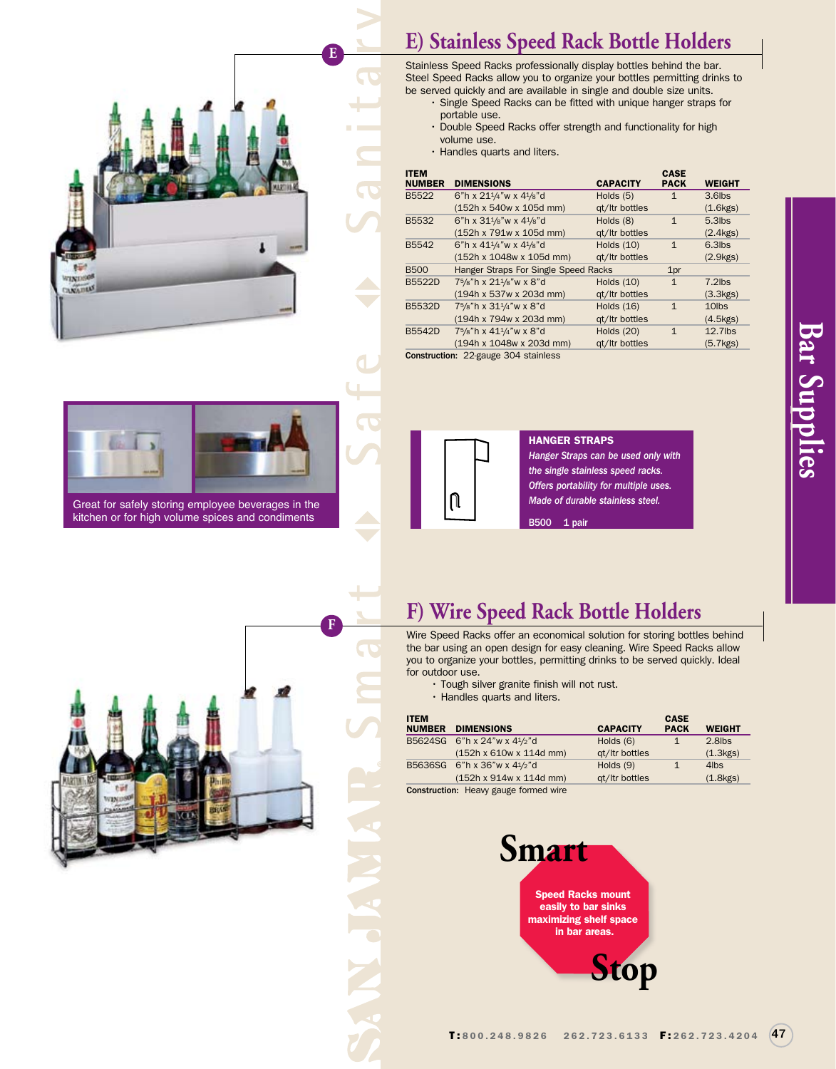## E) Stainless Speed Rack Bottle Holders

Stainless Speed Racks professionally display bottles behind the bar. Steel Speed Racks allow you to organize your bottles permitting drinks to be served quickly and are available in single and double size units.

- Single Speed Racks can be fitted with unique hanger straps for portable use.
- Double Speed Racks offer strength and functionality for high volume use.
- Handles quarts and liters.

| ITEM NUMBER | DIMENSIONS | CAPACITY | CASE PACK | WEIGHT |
|---|---|---|---|---|
| B5522 | 6"h x 21¼"w x 4⅛"d (152h x 540w x 105d mm) | Holds (5) qt/ltr bottles | 1 | 3.6lbs (1.6kgs) |
| B5532 | 6"h x 31⅛"w x 4⅛"d (152h x 791w x 105d mm) | Holds (8) qt/ltr bottles | 1 | 5.3lbs (2.4kgs) |
| B5542 | 6"h x 41¼"w x 4⅛"d (152h x 1048w x 105d mm) | Holds (10) qt/ltr bottles | 1 | 6.3lbs (2.9kgs) |
| B500 | Hanger Straps For Single Speed Racks | | 1pr | |
| B5522D | 7⅝"h x 21⅛"w x 8"d (194h x 537w x 203d mm) | Holds (10) qt/ltr bottles | 1 | 7.2lbs (3.3kgs) |
| B5532D | 7⅝"h x 31¼"w x 8"d (194h x 794w x 203d mm) | Holds (16) qt/ltr bottles | 1 | 10lbs (4.5kgs) |
| B5542D | 7⅝"h x 41¼"w x 8"d (194h x 1048w x 203d mm) | Holds (20) qt/ltr bottles | 1 | 12.7lbs (5.7kgs) |

**Construction:** 22-gauge 304 stainless

Great for safely storing employee beverages in the kitchen or for high volume spices and condiments

**HANGER STRAPS**

*Hanger Straps can be used only with the single stainless speed racks. Offers portability for multiple uses. Made of durable stainless steel.*

B500 1 pair

## F) Wire Speed Rack Bottle Holders

Wire Speed Racks offer an economical solution for storing bottles behind the bar using an open design for easy cleaning. Wire Speed Racks allow you to organize your bottles, permitting drinks to be served quickly. Ideal for outdoor use.

- Tough silver granite finish will not rust.
- Handles quarts and liters.

| ITEM NUMBER | DIMENSIONS | CAPACITY | CASE PACK | WEIGHT |
|---|---|---|---|---|
| B5624SG | 6"h x 24"w x 4½"d (152h x 610w x 114d mm) | Holds (6) qt/ltr bottles | 1 | 2.8lbs (1.3kgs) |
| B5636SG | 6"h x 36"w x 4½"d (152h x 914w x 114d mm) | Holds (9) qt/ltr bottles | 1 | 4lbs (1.8kgs) |

**Construction:** Heavy gauge formed wire

**Smart Stop**

**Speed Racks mount easily to bar sinks maximizing shelf space in bar areas.**

**T:** 800.248.9826 262.723.6133 **F:** 262.723.4204